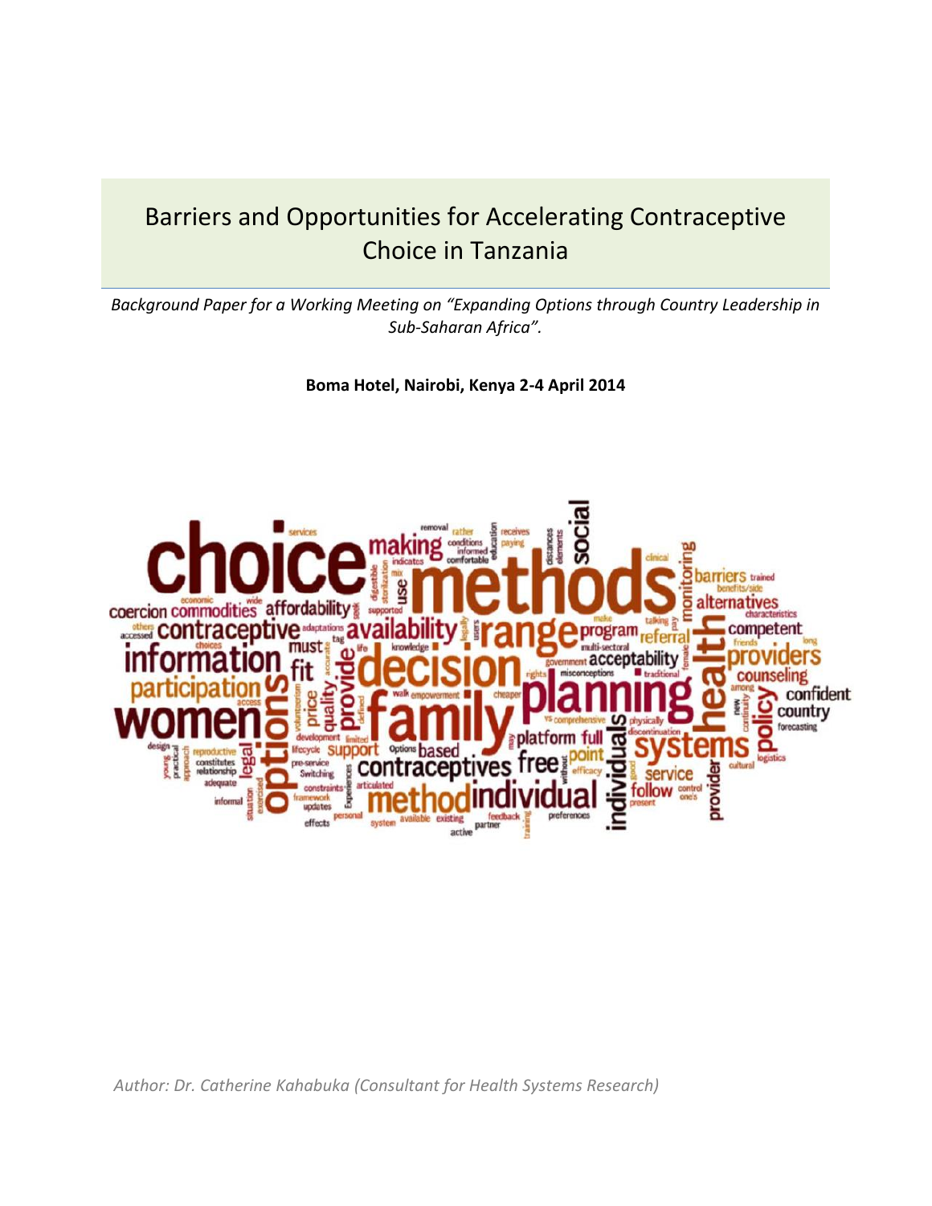# Barriers and Opportunities for Accelerating Contraceptive Choice in Tanzania

*Background Paper for a Working Meeting on "Expanding Options through Country Leadership in Sub-Saharan Africa".*

**Boma Hotel, Nairobi, Kenya 2-4 April 2014**

*Author: Dr. Catherine Kahabuka (Consultant for Health Systems Research)*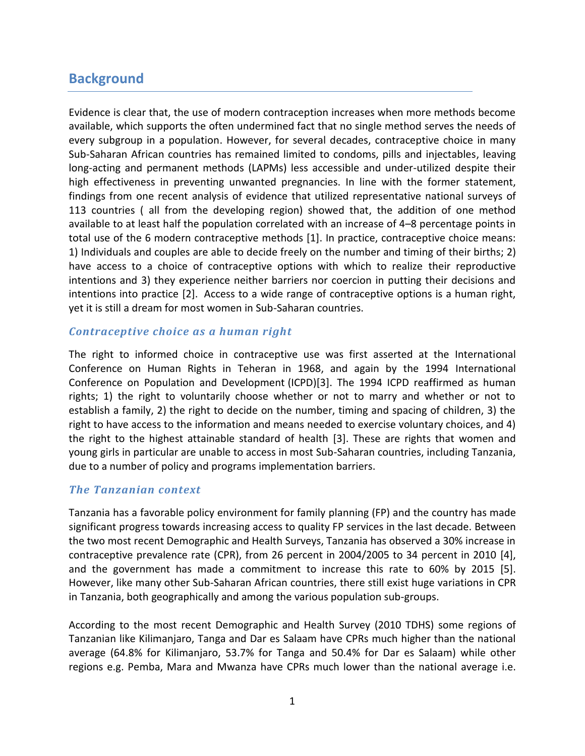## Background

Evidence is clear that, the use of modern contraception increases when more methods become available, which supports the often undermined fact that no single method serves the needs of every subgroup in a population. However, for several decades, contraceptive choice in many Sub-Saharan African countries has remained limited to condoms, pills and injectables, leaving long-acting and permanent methods (LAPMs) less accessible and under-utilized despite their high effectiveness in preventing unwanted pregnancies. In line with the former statement, findings from one recent analysis of evidence that utilized representative national surveys of 113 countries ( all from the developing region) showed that, the addition of one method available to at least half the population correlated with an increase of 4–8 percentage points in total use of the 6 modern contraceptive methods [1]. In practice, contraceptive choice means: 1) Individuals and couples are able to decide freely on the number and timing of their births; 2) have access to a choice of contraceptive options with which to realize their reproductive intentions and 3) they experience neither barriers nor coercion in putting their decisions and intentions into practice [2]. Access to a wide range of contraceptive options is a human right, yet it is still a dream for most women in Sub-Saharan countries.

### *Contraceptive choice as a human right*

The right to informed choice in contraceptive use was first asserted at the International Conference on Human Rights in Teheran in 1968, and again by the 1994 International Conference on Population and Development (ICPD)[3]. The 1994 ICPD reaffirmed as human rights; 1) the right to voluntarily choose whether or not to marry and whether or not to establish a family, 2) the right to decide on the number, timing and spacing of children, 3) the right to have access to the information and means needed to exercise voluntary choices, and 4) the right to the highest attainable standard of health [3]. These are rights that women and young girls in particular are unable to access in most Sub-Saharan countries, including Tanzania, due to a number of policy and programs implementation barriers.

### *The Tanzanian context*

Tanzania has a favorable policy environment for family planning (FP) and the country has made significant progress towards increasing access to quality FP services in the last decade. Between the two most recent Demographic and Health Surveys, Tanzania has observed a 30% increase in contraceptive prevalence rate (CPR), from 26 percent in 2004/2005 to 34 percent in 2010 [4], and the government has made a commitment to increase this rate to 60% by 2015 [5]. However, like many other Sub-Saharan African countries, there still exist huge variations in CPR in Tanzania, both geographically and among the various population sub-groups.

According to the most recent Demographic and Health Survey (2010 TDHS) some regions of Tanzanian like Kilimanjaro, Tanga and Dar es Salaam have CPRs much higher than the national average (64.8% for Kilimanjaro, 53.7% for Tanga and 50.4% for Dar es Salaam) while other regions e.g. Pemba, Mara and Mwanza have CPRs much lower than the national average i.e.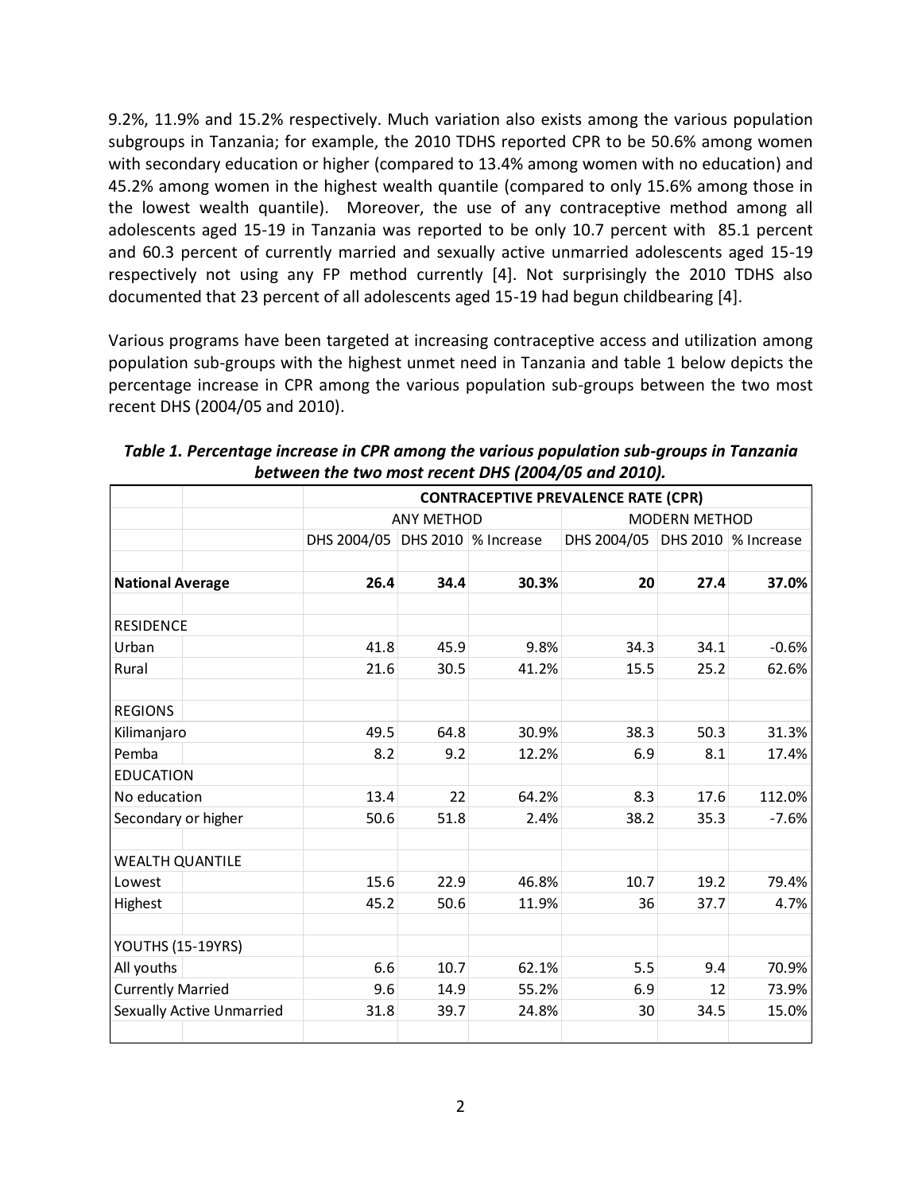9.2%, 11.9% and 15.2% respectively. Much variation also exists among the various population subgroups in Tanzania; for example, the 2010 TDHS reported CPR to be 50.6% among women with secondary education or higher (compared to 13.4% among women with no education) and 45.2% among women in the highest wealth quantile (compared to only 15.6% among those in the lowest wealth quantile). Moreover, the use of any contraceptive method among all adolescents aged 15-19 in Tanzania was reported to be only 10.7 percent with 85.1 percent and 60.3 percent of currently married and sexually active unmarried adolescents aged 15-19 respectively not using any FP method currently [4]. Not surprisingly the 2010 TDHS also documented that 23 percent of all adolescents aged 15-19 had begun childbearing [4].

Various programs have been targeted at increasing contraceptive access and utilization among population sub-groups with the highest unmet need in Tanzania and table 1 below depicts the percentage increase in CPR among the various population sub-groups between the two most recent DHS (2004/05 and 2010).

***Table 1. Percentage increase in CPR among the various population sub-groups in Tanzania between the two most recent DHS (2004/05 and 2010).***

| | CONTRACEPTIVE PREVALENCE RATE (CPR) | | | | | |
|---|---|---|---|---|---|---|
| | ANY METHOD | | | MODERN METHOD | | |
| | DHS 2004/05 | DHS 2010 | % Increase | DHS 2004/05 | DHS 2010 | % Increase |
| **National Average** | **26.4** | **34.4** | **30.3%** | **20** | **27.4** | **37.0%** |
| RESIDENCE | | | | | | |
| Urban | 41.8 | 45.9 | 9.8% | 34.3 | 34.1 | -0.6% |
| Rural | 21.6 | 30.5 | 41.2% | 15.5 | 25.2 | 62.6% |
| REGIONS | | | | | | |
| Kilimanjaro | 49.5 | 64.8 | 30.9% | 38.3 | 50.3 | 31.3% |
| Pemba | 8.2 | 9.2 | 12.2% | 6.9 | 8.1 | 17.4% |
| EDUCATION | | | | | | |
| No education | 13.4 | 22 | 64.2% | 8.3 | 17.6 | 112.0% |
| Secondary or higher | 50.6 | 51.8 | 2.4% | 38.2 | 35.3 | -7.6% |
| WEALTH QUANTILE | | | | | | |
| Lowest | 15.6 | 22.9 | 46.8% | 10.7 | 19.2 | 79.4% |
| Highest | 45.2 | 50.6 | 11.9% | 36 | 37.7 | 4.7% |
| YOUTHS (15-19YRS) | | | | | | |
| All youths | 6.6 | 10.7 | 62.1% | 5.5 | 9.4 | 70.9% |
| Currently Married | 9.6 | 14.9 | 55.2% | 6.9 | 12 | 73.9% |
| Sexually Active Unmarried | 31.8 | 39.7 | 24.8% | 30 | 34.5 | 15.0% |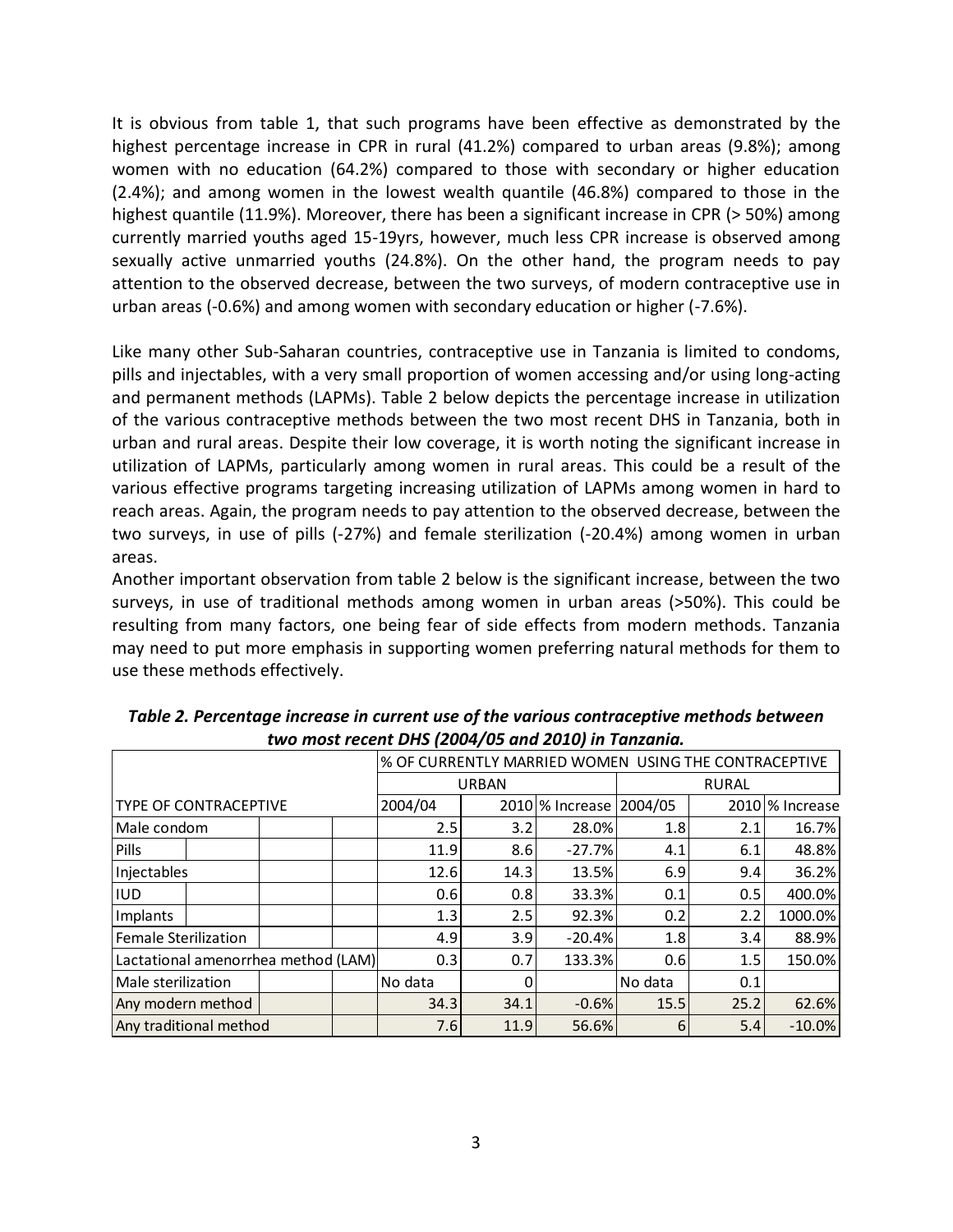It is obvious from table 1, that such programs have been effective as demonstrated by the highest percentage increase in CPR in rural (41.2%) compared to urban areas (9.8%); among women with no education (64.2%) compared to those with secondary or higher education (2.4%); and among women in the lowest wealth quantile (46.8%) compared to those in the highest quantile (11.9%). Moreover, there has been a significant increase in CPR (> 50%) among currently married youths aged 15-19yrs, however, much less CPR increase is observed among sexually active unmarried youths (24.8%). On the other hand, the program needs to pay attention to the observed decrease, between the two surveys, of modern contraceptive use in urban areas (-0.6%) and among women with secondary education or higher (-7.6%).

Like many other Sub-Saharan countries, contraceptive use in Tanzania is limited to condoms, pills and injectables, with a very small proportion of women accessing and/or using long-acting and permanent methods (LAPMs). Table 2 below depicts the percentage increase in utilization of the various contraceptive methods between the two most recent DHS in Tanzania, both in urban and rural areas. Despite their low coverage, it is worth noting the significant increase in utilization of LAPMs, particularly among women in rural areas. This could be a result of the various effective programs targeting increasing utilization of LAPMs among women in hard to reach areas. Again, the program needs to pay attention to the observed decrease, between the two surveys, in use of pills (-27%) and female sterilization (-20.4%) among women in urban areas.

Another important observation from table 2 below is the significant increase, between the two surveys, in use of traditional methods among women in urban areas (>50%). This could be resulting from many factors, one being fear of side effects from modern methods. Tanzania may need to put more emphasis in supporting women preferring natural methods for them to use these methods effectively.

***Table 2. Percentage increase in current use of the various contraceptive methods between two most recent DHS (2004/05 and 2010) in Tanzania.***

| | % OF CURRENTLY MARRIED WOMEN USING THE CONTRACEPTIVE | | | | | |
|---|---|---|---|---|---|---|
| | URBAN | | | RURAL | | |
| TYPE OF CONTRACEPTIVE | 2004/04 | 2010 | % Increase | 2004/05 | 2010 | % Increase |
| Male condom | 2.5 | 3.2 | 28.0% | 1.8 | 2.1 | 16.7% |
| Pills | 11.9 | 8.6 | -27.7% | 4.1 | 6.1 | 48.8% |
| Injectables | 12.6 | 14.3 | 13.5% | 6.9 | 9.4 | 36.2% |
| IUD | 0.6 | 0.8 | 33.3% | 0.1 | 0.5 | 400.0% |
| Implants | 1.3 | 2.5 | 92.3% | 0.2 | 2.2 | 1000.0% |
| Female Sterilization | 4.9 | 3.9 | -20.4% | 1.8 | 3.4 | 88.9% |
| Lactational amenorrhea method (LAM) | 0.3 | 0.7 | 133.3% | 0.6 | 1.5 | 150.0% |
| Male sterilization | No data | 0 | | No data | 0.1 | |
| Any modern method | 34.3 | 34.1 | -0.6% | 15.5 | 25.2 | 62.6% |
| Any traditional method | 7.6 | 11.9 | 56.6% | 6 | 5.4 | -10.0% |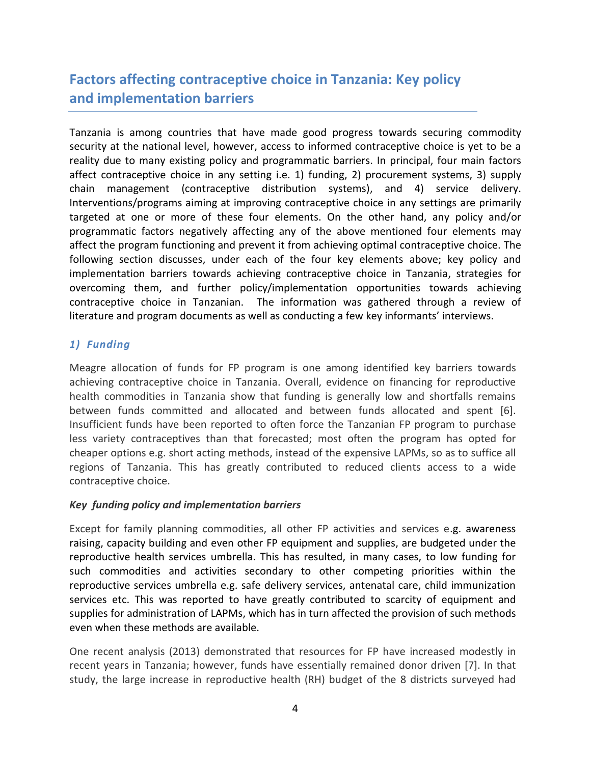## Factors affecting contraceptive choice in Tanzania: Key policy and implementation barriers

Tanzania is among countries that have made good progress towards securing commodity security at the national level, however, access to informed contraceptive choice is yet to be a reality due to many existing policy and programmatic barriers. In principal, four main factors affect contraceptive choice in any setting i.e. 1) funding, 2) procurement systems, 3) supply chain management (contraceptive distribution systems), and 4) service delivery. Interventions/programs aiming at improving contraceptive choice in any settings are primarily targeted at one or more of these four elements. On the other hand, any policy and/or programmatic factors negatively affecting any of the above mentioned four elements may affect the program functioning and prevent it from achieving optimal contraceptive choice. The following section discusses, under each of the four key elements above; key policy and implementation barriers towards achieving contraceptive choice in Tanzania, strategies for overcoming them, and further policy/implementation opportunities towards achieving contraceptive choice in Tanzanian. The information was gathered through a review of literature and program documents as well as conducting a few key informants' interviews.

### *1) Funding*

Meagre allocation of funds for FP program is one among identified key barriers towards achieving contraceptive choice in Tanzania. Overall, evidence on financing for reproductive health commodities in Tanzania show that funding is generally low and shortfalls remains between funds committed and allocated and between funds allocated and spent [6]. Insufficient funds have been reported to often force the Tanzanian FP program to purchase less variety contraceptives than that forecasted; most often the program has opted for cheaper options e.g. short acting methods, instead of the expensive LAPMs, so as to suffice all regions of Tanzania. This has greatly contributed to reduced clients access to a wide contraceptive choice.

#### ***Key funding policy and implementation barriers***

Except for family planning commodities, all other FP activities and services e.g. awareness raising, capacity building and even other FP equipment and supplies, are budgeted under the reproductive health services umbrella. This has resulted, in many cases, to low funding for such commodities and activities secondary to other competing priorities within the reproductive services umbrella e.g. safe delivery services, antenatal care, child immunization services etc. This was reported to have greatly contributed to scarcity of equipment and supplies for administration of LAPMs, which has in turn affected the provision of such methods even when these methods are available.

One recent analysis (2013) demonstrated that resources for FP have increased modestly in recent years in Tanzania; however, funds have essentially remained donor driven [7]. In that study, the large increase in reproductive health (RH) budget of the 8 districts surveyed had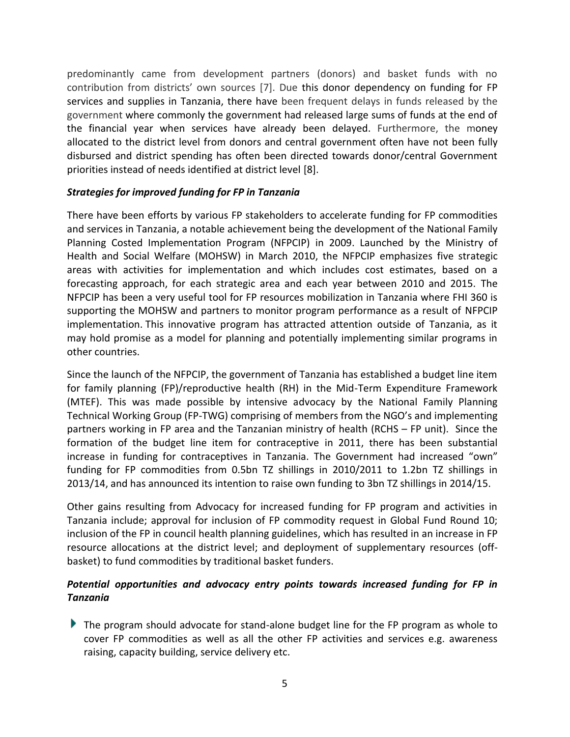predominantly came from development partners (donors) and basket funds with no contribution from districts' own sources [7]. Due this donor dependency on funding for FP services and supplies in Tanzania, there have been frequent delays in funds released by the government where commonly the government had released large sums of funds at the end of the financial year when services have already been delayed. Furthermore, the money allocated to the district level from donors and central government often have not been fully disbursed and district spending has often been directed towards donor/central Government priorities instead of needs identified at district level [8].

***Strategies for improved funding for FP in Tanzania***

There have been efforts by various FP stakeholders to accelerate funding for FP commodities and services in Tanzania, a notable achievement being the development of the National Family Planning Costed Implementation Program (NFPCIP) in 2009. Launched by the Ministry of Health and Social Welfare (MOHSW) in March 2010, the NFPCIP emphasizes five strategic areas with activities for implementation and which includes cost estimates, based on a forecasting approach, for each strategic area and each year between 2010 and 2015. The NFPCIP has been a very useful tool for FP resources mobilization in Tanzania where FHI 360 is supporting the MOHSW and partners to monitor program performance as a result of NFPCIP implementation. This innovative program has attracted attention outside of Tanzania, as it may hold promise as a model for planning and potentially implementing similar programs in other countries.

Since the launch of the NFPCIP, the government of Tanzania has established a budget line item for family planning (FP)/reproductive health (RH) in the Mid-Term Expenditure Framework (MTEF). This was made possible by intensive advocacy by the National Family Planning Technical Working Group (FP-TWG) comprising of members from the NGO's and implementing partners working in FP area and the Tanzanian ministry of health (RCHS – FP unit). Since the formation of the budget line item for contraceptive in 2011, there has been substantial increase in funding for contraceptives in Tanzania. The Government had increased "own" funding for FP commodities from 0.5bn TZ shillings in 2010/2011 to 1.2bn TZ shillings in 2013/14, and has announced its intention to raise own funding to 3bn TZ shillings in 2014/15.

Other gains resulting from Advocacy for increased funding for FP program and activities in Tanzania include; approval for inclusion of FP commodity request in Global Fund Round 10; inclusion of the FP in council health planning guidelines, which has resulted in an increase in FP resource allocations at the district level; and deployment of supplementary resources (off-basket) to fund commodities by traditional basket funders.

***Potential opportunities and advocacy entry points towards increased funding for FP in Tanzania***

- The program should advocate for stand-alone budget line for the FP program as whole to cover FP commodities as well as all the other FP activities and services e.g. awareness raising, capacity building, service delivery etc.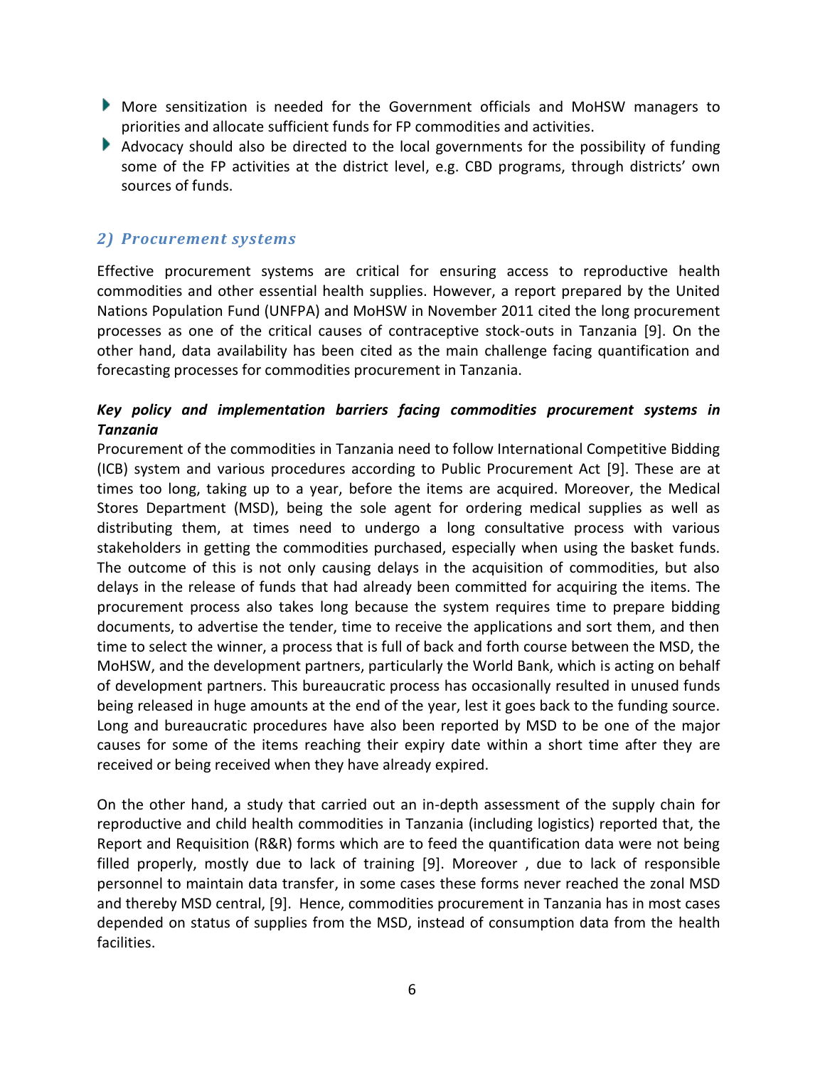- More sensitization is needed for the Government officials and MoHSW managers to priorities and allocate sufficient funds for FP commodities and activities.
- Advocacy should also be directed to the local governments for the possibility of funding some of the FP activities at the district level, e.g. CBD programs, through districts' own sources of funds.

## *2) Procurement systems*

Effective procurement systems are critical for ensuring access to reproductive health commodities and other essential health supplies. However, a report prepared by the United Nations Population Fund (UNFPA) and MoHSW in November 2011 cited the long procurement processes as one of the critical causes of contraceptive stock-outs in Tanzania [9]. On the other hand, data availability has been cited as the main challenge facing quantification and forecasting processes for commodities procurement in Tanzania.

### ***Key policy and implementation barriers facing commodities procurement systems in Tanzania***

Procurement of the commodities in Tanzania need to follow International Competitive Bidding (ICB) system and various procedures according to Public Procurement Act [9]. These are at times too long, taking up to a year, before the items are acquired. Moreover, the Medical Stores Department (MSD), being the sole agent for ordering medical supplies as well as distributing them, at times need to undergo a long consultative process with various stakeholders in getting the commodities purchased, especially when using the basket funds. The outcome of this is not only causing delays in the acquisition of commodities, but also delays in the release of funds that had already been committed for acquiring the items. The procurement process also takes long because the system requires time to prepare bidding documents, to advertise the tender, time to receive the applications and sort them, and then time to select the winner, a process that is full of back and forth course between the MSD, the MoHSW, and the development partners, particularly the World Bank, which is acting on behalf of development partners. This bureaucratic process has occasionally resulted in unused funds being released in huge amounts at the end of the year, lest it goes back to the funding source. Long and bureaucratic procedures have also been reported by MSD to be one of the major causes for some of the items reaching their expiry date within a short time after they are received or being received when they have already expired.

On the other hand, a study that carried out an in-depth assessment of the supply chain for reproductive and child health commodities in Tanzania (including logistics) reported that, the Report and Requisition (R&R) forms which are to feed the quantification data were not being filled properly, mostly due to lack of training [9]. Moreover , due to lack of responsible personnel to maintain data transfer, in some cases these forms never reached the zonal MSD and thereby MSD central, [9]. Hence, commodities procurement in Tanzania has in most cases depended on status of supplies from the MSD, instead of consumption data from the health facilities.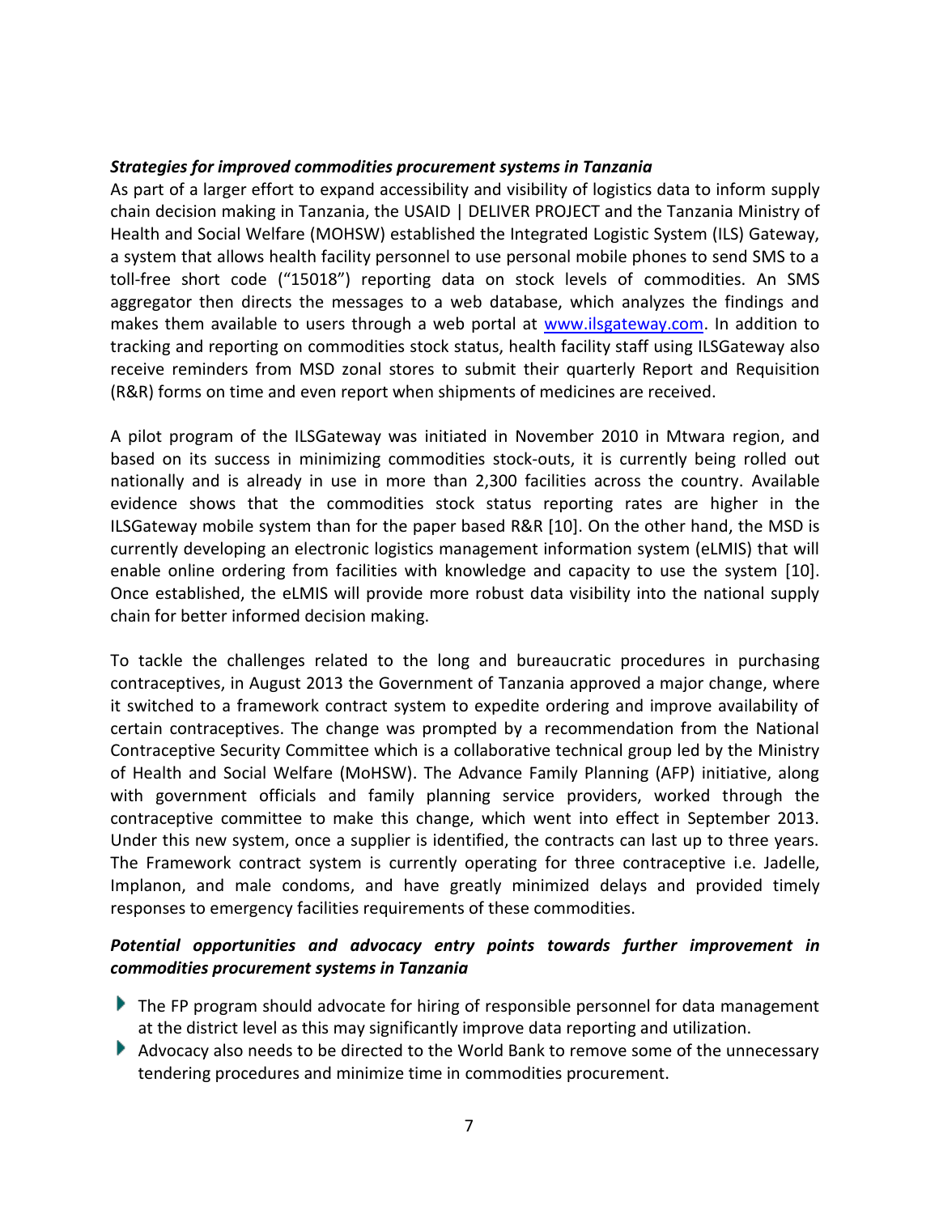***Strategies for improved commodities procurement systems in Tanzania***

As part of a larger effort to expand accessibility and visibility of logistics data to inform supply chain decision making in Tanzania, the USAID | DELIVER PROJECT and the Tanzania Ministry of Health and Social Welfare (MOHSW) established the Integrated Logistic System (ILS) Gateway, a system that allows health facility personnel to use personal mobile phones to send SMS to a toll-free short code ("15018") reporting data on stock levels of commodities. An SMS aggregator then directs the messages to a web database, which analyzes the findings and makes them available to users through a web portal at www.ilsgateway.com. In addition to tracking and reporting on commodities stock status, health facility staff using ILSGateway also receive reminders from MSD zonal stores to submit their quarterly Report and Requisition (R&R) forms on time and even report when shipments of medicines are received.

A pilot program of the ILSGateway was initiated in November 2010 in Mtwara region, and based on its success in minimizing commodities stock-outs, it is currently being rolled out nationally and is already in use in more than 2,300 facilities across the country. Available evidence shows that the commodities stock status reporting rates are higher in the ILSGateway mobile system than for the paper based R&R [10]. On the other hand, the MSD is currently developing an electronic logistics management information system (eLMIS) that will enable online ordering from facilities with knowledge and capacity to use the system [10]. Once established, the eLMIS will provide more robust data visibility into the national supply chain for better informed decision making.

To tackle the challenges related to the long and bureaucratic procedures in purchasing contraceptives, in August 2013 the Government of Tanzania approved a major change, where it switched to a framework contract system to expedite ordering and improve availability of certain contraceptives. The change was prompted by a recommendation from the National Contraceptive Security Committee which is a collaborative technical group led by the Ministry of Health and Social Welfare (MoHSW). The Advance Family Planning (AFP) initiative, along with government officials and family planning service providers, worked through the contraceptive committee to make this change, which went into effect in September 2013. Under this new system, once a supplier is identified, the contracts can last up to three years. The Framework contract system is currently operating for three contraceptive i.e. Jadelle, Implanon, and male condoms, and have greatly minimized delays and provided timely responses to emergency facilities requirements of these commodities.

***Potential opportunities and advocacy entry points towards further improvement in commodities procurement systems in Tanzania***

- The FP program should advocate for hiring of responsible personnel for data management at the district level as this may significantly improve data reporting and utilization.
- Advocacy also needs to be directed to the World Bank to remove some of the unnecessary tendering procedures and minimize time in commodities procurement.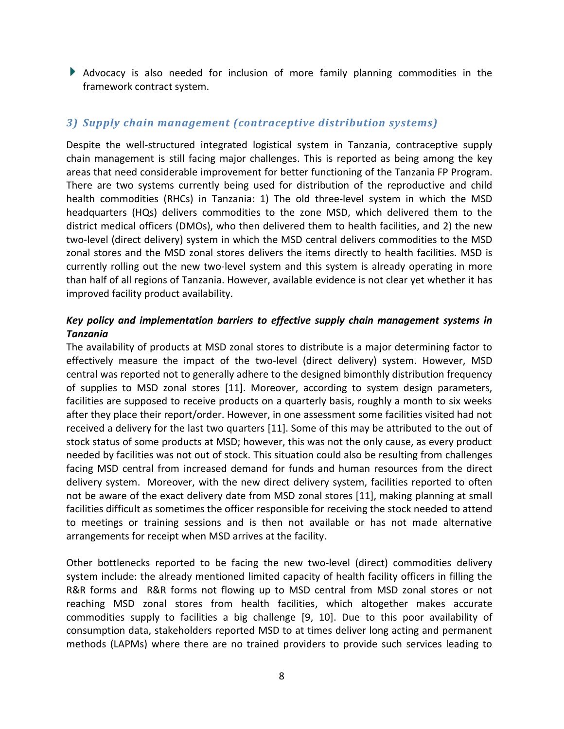- Advocacy is also needed for inclusion of more family planning commodities in the framework contract system.

### *3) Supply chain management (contraceptive distribution systems)*

Despite the well-structured integrated logistical system in Tanzania, contraceptive supply chain management is still facing major challenges. This is reported as being among the key areas that need considerable improvement for better functioning of the Tanzania FP Program. There are two systems currently being used for distribution of the reproductive and child health commodities (RHCs) in Tanzania: 1) The old three-level system in which the MSD headquarters (HQs) delivers commodities to the zone MSD, which delivered them to the district medical officers (DMOs), who then delivered them to health facilities, and 2) the new two-level (direct delivery) system in which the MSD central delivers commodities to the MSD zonal stores and the MSD zonal stores delivers the items directly to health facilities. MSD is currently rolling out the new two-level system and this system is already operating in more than half of all regions of Tanzania. However, available evidence is not clear yet whether it has improved facility product availability.

***Key policy and implementation barriers to effective supply chain management systems in Tanzania***

The availability of products at MSD zonal stores to distribute is a major determining factor to effectively measure the impact of the two-level (direct delivery) system. However, MSD central was reported not to generally adhere to the designed bimonthly distribution frequency of supplies to MSD zonal stores [11]. Moreover, according to system design parameters, facilities are supposed to receive products on a quarterly basis, roughly a month to six weeks after they place their report/order. However, in one assessment some facilities visited had not received a delivery for the last two quarters [11]. Some of this may be attributed to the out of stock status of some products at MSD; however, this was not the only cause, as every product needed by facilities was not out of stock. This situation could also be resulting from challenges facing MSD central from increased demand for funds and human resources from the direct delivery system. Moreover, with the new direct delivery system, facilities reported to often not be aware of the exact delivery date from MSD zonal stores [11], making planning at small facilities difficult as sometimes the officer responsible for receiving the stock needed to attend to meetings or training sessions and is then not available or has not made alternative arrangements for receipt when MSD arrives at the facility.

Other bottlenecks reported to be facing the new two-level (direct) commodities delivery system include: the already mentioned limited capacity of health facility officers in filling the R&R forms and R&R forms not flowing up to MSD central from MSD zonal stores or not reaching MSD zonal stores from health facilities, which altogether makes accurate commodities supply to facilities a big challenge [9, 10]. Due to this poor availability of consumption data, stakeholders reported MSD to at times deliver long acting and permanent methods (LAPMs) where there are no trained providers to provide such services leading to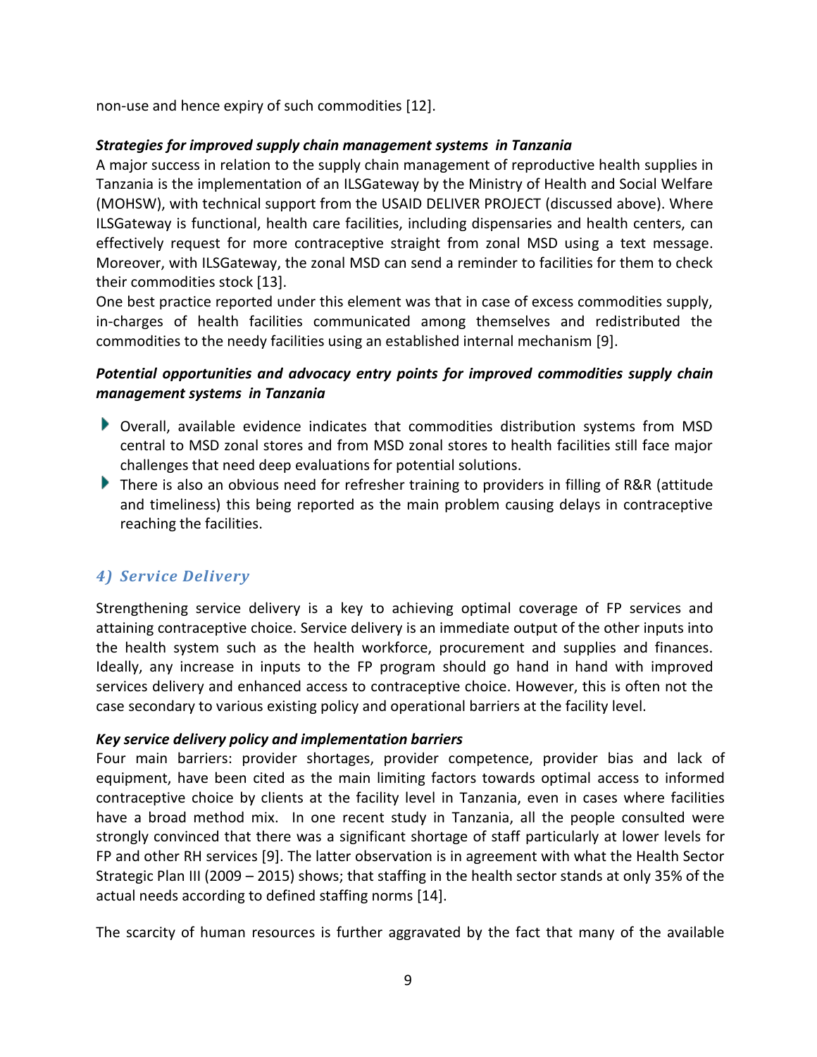non-use and hence expiry of such commodities [12].

***Strategies for improved supply chain management systems in Tanzania***

A major success in relation to the supply chain management of reproductive health supplies in Tanzania is the implementation of an ILSGateway by the Ministry of Health and Social Welfare (MOHSW), with technical support from the USAID DELIVER PROJECT (discussed above). Where ILSGateway is functional, health care facilities, including dispensaries and health centers, can effectively request for more contraceptive straight from zonal MSD using a text message. Moreover, with ILSGateway, the zonal MSD can send a reminder to facilities for them to check their commodities stock [13].

One best practice reported under this element was that in case of excess commodities supply, in-charges of health facilities communicated among themselves and redistributed the commodities to the needy facilities using an established internal mechanism [9].

***Potential opportunities and advocacy entry points for improved commodities supply chain management systems in Tanzania***

- Overall, available evidence indicates that commodities distribution systems from MSD central to MSD zonal stores and from MSD zonal stores to health facilities still face major challenges that need deep evaluations for potential solutions.
- There is also an obvious need for refresher training to providers in filling of R&R (attitude and timeliness) this being reported as the main problem causing delays in contraceptive reaching the facilities.

## *4) Service Delivery*

Strengthening service delivery is a key to achieving optimal coverage of FP services and attaining contraceptive choice. Service delivery is an immediate output of the other inputs into the health system such as the health workforce, procurement and supplies and finances. Ideally, any increase in inputs to the FP program should go hand in hand with improved services delivery and enhanced access to contraceptive choice. However, this is often not the case secondary to various existing policy and operational barriers at the facility level.

***Key service delivery policy and implementation barriers***

Four main barriers: provider shortages, provider competence, provider bias and lack of equipment, have been cited as the main limiting factors towards optimal access to informed contraceptive choice by clients at the facility level in Tanzania, even in cases where facilities have a broad method mix. In one recent study in Tanzania, all the people consulted were strongly convinced that there was a significant shortage of staff particularly at lower levels for FP and other RH services [9]. The latter observation is in agreement with what the Health Sector Strategic Plan III (2009 – 2015) shows; that staffing in the health sector stands at only 35% of the actual needs according to defined staffing norms [14].

The scarcity of human resources is further aggravated by the fact that many of the available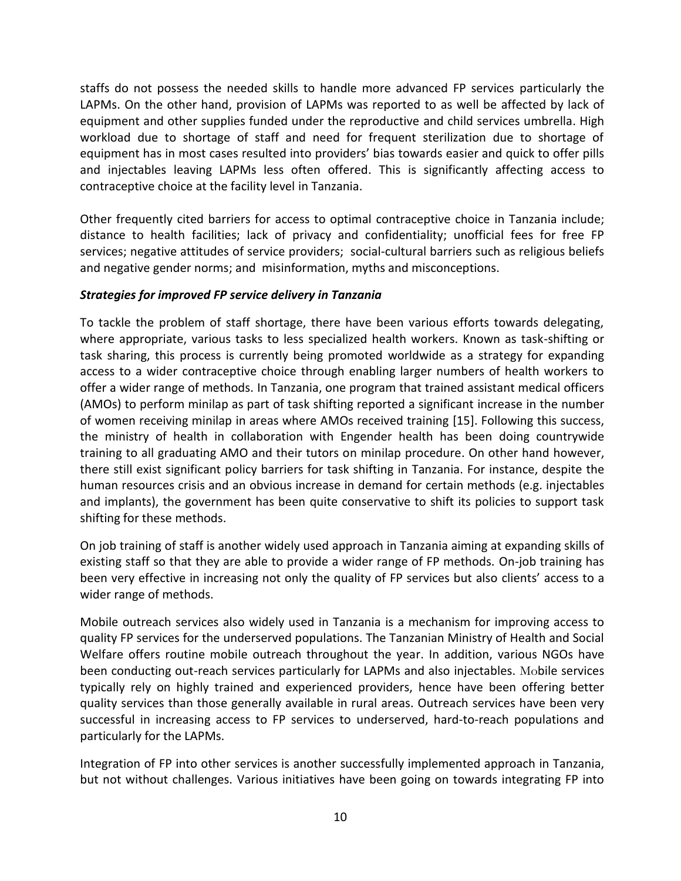staffs do not possess the needed skills to handle more advanced FP services particularly the LAPMs. On the other hand, provision of LAPMs was reported to as well be affected by lack of equipment and other supplies funded under the reproductive and child services umbrella. High workload due to shortage of staff and need for frequent sterilization due to shortage of equipment has in most cases resulted into providers' bias towards easier and quick to offer pills and injectables leaving LAPMs less often offered. This is significantly affecting access to contraceptive choice at the facility level in Tanzania.

Other frequently cited barriers for access to optimal contraceptive choice in Tanzania include; distance to health facilities; lack of privacy and confidentiality; unofficial fees for free FP services; negative attitudes of service providers; social-cultural barriers such as religious beliefs and negative gender norms; and misinformation, myths and misconceptions.

***Strategies for improved FP service delivery in Tanzania***

To tackle the problem of staff shortage, there have been various efforts towards delegating, where appropriate, various tasks to less specialized health workers. Known as task-shifting or task sharing, this process is currently being promoted worldwide as a strategy for expanding access to a wider contraceptive choice through enabling larger numbers of health workers to offer a wider range of methods. In Tanzania, one program that trained assistant medical officers (AMOs) to perform minilap as part of task shifting reported a significant increase in the number of women receiving minilap in areas where AMOs received training [15]. Following this success, the ministry of health in collaboration with Engender health has been doing countrywide training to all graduating AMO and their tutors on minilap procedure. On other hand however, there still exist significant policy barriers for task shifting in Tanzania. For instance, despite the human resources crisis and an obvious increase in demand for certain methods (e.g. injectables and implants), the government has been quite conservative to shift its policies to support task shifting for these methods.

On job training of staff is another widely used approach in Tanzania aiming at expanding skills of existing staff so that they are able to provide a wider range of FP methods. On-job training has been very effective in increasing not only the quality of FP services but also clients' access to a wider range of methods.

Mobile outreach services also widely used in Tanzania is a mechanism for improving access to quality FP services for the underserved populations. The Tanzanian Ministry of Health and Social Welfare offers routine mobile outreach throughout the year. In addition, various NGOs have been conducting out-reach services particularly for LAPMs and also injectables. Mobile services typically rely on highly trained and experienced providers, hence have been offering better quality services than those generally available in rural areas. Outreach services have been very successful in increasing access to FP services to underserved, hard-to-reach populations and particularly for the LAPMs.

Integration of FP into other services is another successfully implemented approach in Tanzania, but not without challenges. Various initiatives have been going on towards integrating FP into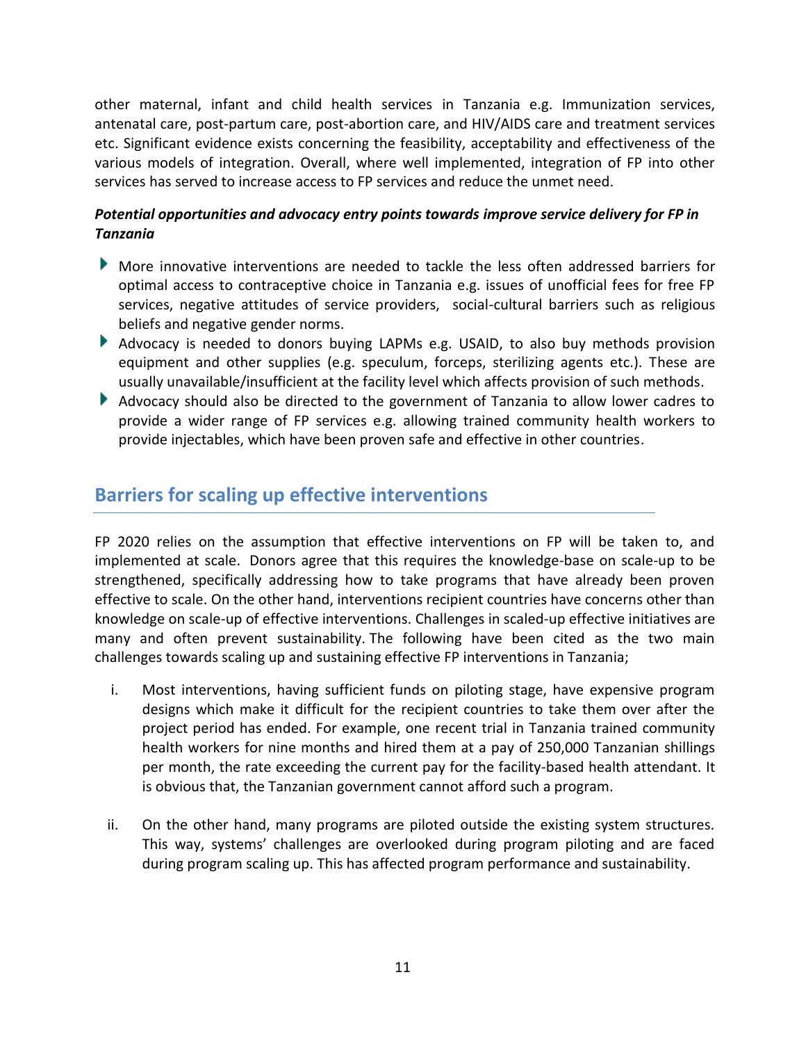other maternal, infant and child health services in Tanzania e.g. Immunization services, antenatal care, post-partum care, post-abortion care, and HIV/AIDS care and treatment services etc. Significant evidence exists concerning the feasibility, acceptability and effectiveness of the various models of integration. Overall, where well implemented, integration of FP into other services has served to increase access to FP services and reduce the unmet need.

***Potential opportunities and advocacy entry points towards improve service delivery for FP in Tanzania***

- More innovative interventions are needed to tackle the less often addressed barriers for optimal access to contraceptive choice in Tanzania e.g. issues of unofficial fees for free FP services, negative attitudes of service providers, social-cultural barriers such as religious beliefs and negative gender norms.
- Advocacy is needed to donors buying LAPMs e.g. USAID, to also buy methods provision equipment and other supplies (e.g. speculum, forceps, sterilizing agents etc.). These are usually unavailable/insufficient at the facility level which affects provision of such methods.
- Advocacy should also be directed to the government of Tanzania to allow lower cadres to provide a wider range of FP services e.g. allowing trained community health workers to provide injectables, which have been proven safe and effective in other countries.

## Barriers for scaling up effective interventions

FP 2020 relies on the assumption that effective interventions on FP will be taken to, and implemented at scale. Donors agree that this requires the knowledge-base on scale-up to be strengthened, specifically addressing how to take programs that have already been proven effective to scale. On the other hand, interventions recipient countries have concerns other than knowledge on scale-up of effective interventions. Challenges in scaled-up effective initiatives are many and often prevent sustainability. The following have been cited as the two main challenges towards scaling up and sustaining effective FP interventions in Tanzania;

i. Most interventions, having sufficient funds on piloting stage, have expensive program designs which make it difficult for the recipient countries to take them over after the project period has ended. For example, one recent trial in Tanzania trained community health workers for nine months and hired them at a pay of 250,000 Tanzanian shillings per month, the rate exceeding the current pay for the facility-based health attendant. It is obvious that, the Tanzanian government cannot afford such a program.

ii. On the other hand, many programs are piloted outside the existing system structures. This way, systems' challenges are overlooked during program piloting and are faced during program scaling up. This has affected program performance and sustainability.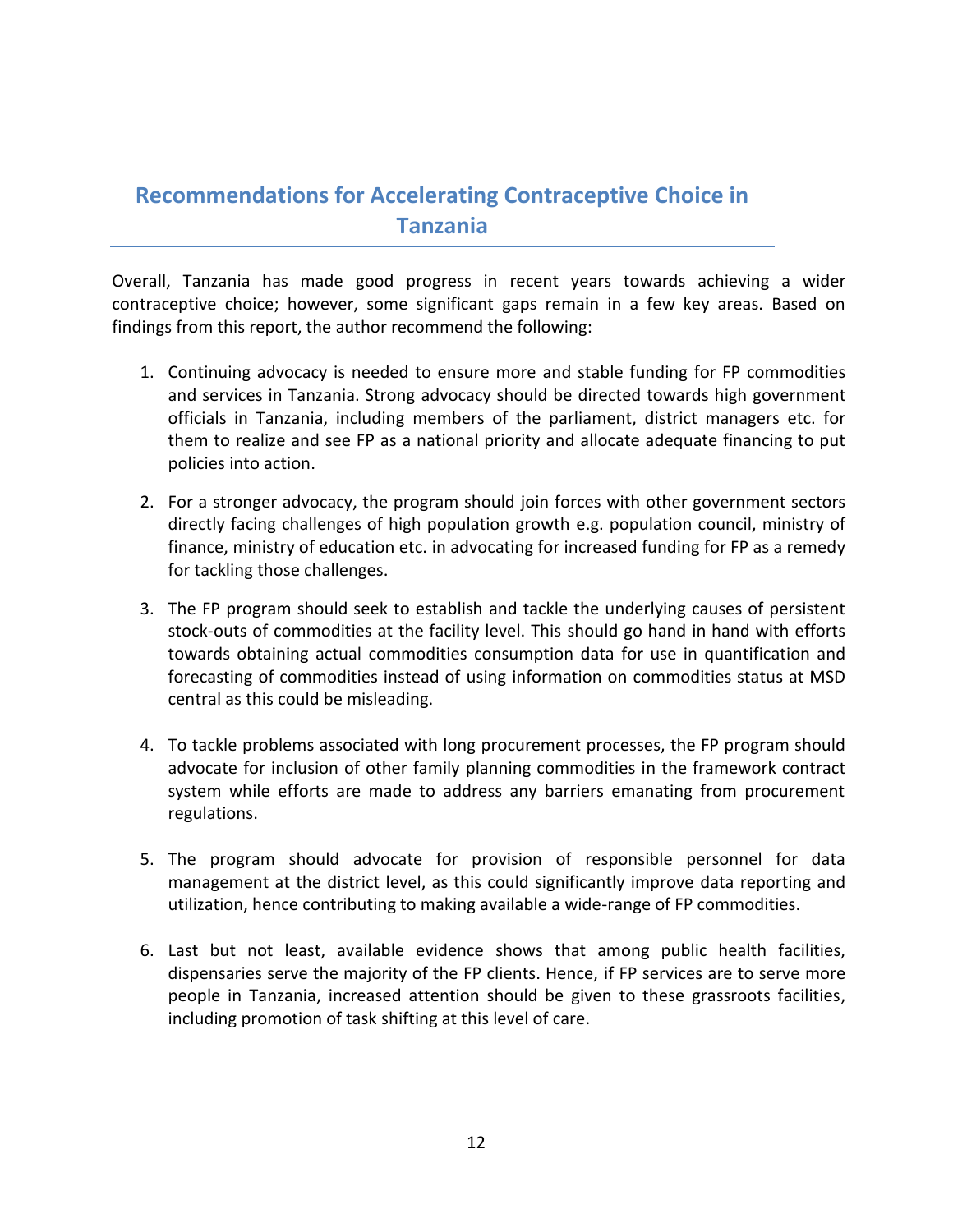## Recommendations for Accelerating Contraceptive Choice in Tanzania

Overall, Tanzania has made good progress in recent years towards achieving a wider contraceptive choice; however, some significant gaps remain in a few key areas. Based on findings from this report, the author recommend the following:

1. Continuing advocacy is needed to ensure more and stable funding for FP commodities and services in Tanzania. Strong advocacy should be directed towards high government officials in Tanzania, including members of the parliament, district managers etc. for them to realize and see FP as a national priority and allocate adequate financing to put policies into action.

2. For a stronger advocacy, the program should join forces with other government sectors directly facing challenges of high population growth e.g. population council, ministry of finance, ministry of education etc. in advocating for increased funding for FP as a remedy for tackling those challenges.

3. The FP program should seek to establish and tackle the underlying causes of persistent stock-outs of commodities at the facility level. This should go hand in hand with efforts towards obtaining actual commodities consumption data for use in quantification and forecasting of commodities instead of using information on commodities status at MSD central as this could be misleading.

4. To tackle problems associated with long procurement processes, the FP program should advocate for inclusion of other family planning commodities in the framework contract system while efforts are made to address any barriers emanating from procurement regulations.

5. The program should advocate for provision of responsible personnel for data management at the district level, as this could significantly improve data reporting and utilization, hence contributing to making available a wide-range of FP commodities.

6. Last but not least, available evidence shows that among public health facilities, dispensaries serve the majority of the FP clients. Hence, if FP services are to serve more people in Tanzania, increased attention should be given to these grassroots facilities, including promotion of task shifting at this level of care.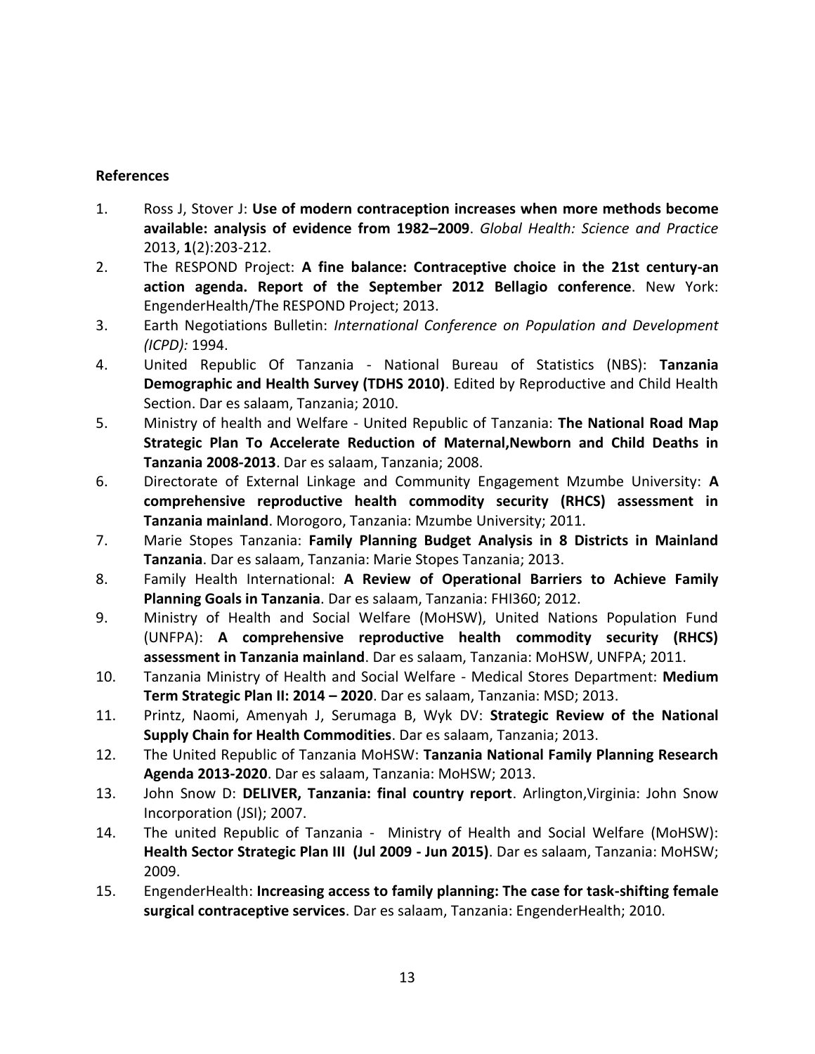**References**

1. Ross J, Stover J: **Use of modern contraception increases when more methods become available: analysis of evidence from 1982–2009**. *Global Health: Science and Practice* 2013, **1**(2):203-212.
2. The RESPOND Project: **A fine balance: Contraceptive choice in the 21st century-an action agenda. Report of the September 2012 Bellagio conference**. New York: EngenderHealth/The RESPOND Project; 2013.
3. Earth Negotiations Bulletin: *International Conference on Population and Development (ICPD):* 1994.
4. United Republic Of Tanzania - National Bureau of Statistics (NBS): **Tanzania Demographic and Health Survey (TDHS 2010)**. Edited by Reproductive and Child Health Section. Dar es salaam, Tanzania; 2010.
5. Ministry of health and Welfare - United Republic of Tanzania: **The National Road Map Strategic Plan To Accelerate Reduction of Maternal,Newborn and Child Deaths in Tanzania 2008-2013**. Dar es salaam, Tanzania; 2008.
6. Directorate of External Linkage and Community Engagement Mzumbe University: **A comprehensive reproductive health commodity security (RHCS) assessment in Tanzania mainland**. Morogoro, Tanzania: Mzumbe University; 2011.
7. Marie Stopes Tanzania: **Family Planning Budget Analysis in 8 Districts in Mainland Tanzania**. Dar es salaam, Tanzania: Marie Stopes Tanzania; 2013.
8. Family Health International: **A Review of Operational Barriers to Achieve Family Planning Goals in Tanzania**. Dar es salaam, Tanzania: FHI360; 2012.
9. Ministry of Health and Social Welfare (MoHSW), United Nations Population Fund (UNFPA): **A comprehensive reproductive health commodity security (RHCS) assessment in Tanzania mainland**. Dar es salaam, Tanzania: MoHSW, UNFPA; 2011.
10. Tanzania Ministry of Health and Social Welfare - Medical Stores Department: **Medium Term Strategic Plan II: 2014 – 2020**. Dar es salaam, Tanzania: MSD; 2013.
11. Printz, Naomi, Amenyah J, Serumaga B, Wyk DV: **Strategic Review of the National Supply Chain for Health Commodities**. Dar es salaam, Tanzania; 2013.
12. The United Republic of Tanzania MoHSW: **Tanzania National Family Planning Research Agenda 2013-2020**. Dar es salaam, Tanzania: MoHSW; 2013.
13. John Snow D: **DELIVER, Tanzania: final country report**. Arlington,Virginia: John Snow Incorporation (JSI); 2007.
14. The united Republic of Tanzania - Ministry of Health and Social Welfare (MoHSW): **Health Sector Strategic Plan III (Jul 2009 - Jun 2015)**. Dar es salaam, Tanzania: MoHSW; 2009.
15. EngenderHealth: **Increasing access to family planning: The case for task-shifting female surgical contraceptive services**. Dar es salaam, Tanzania: EngenderHealth; 2010.